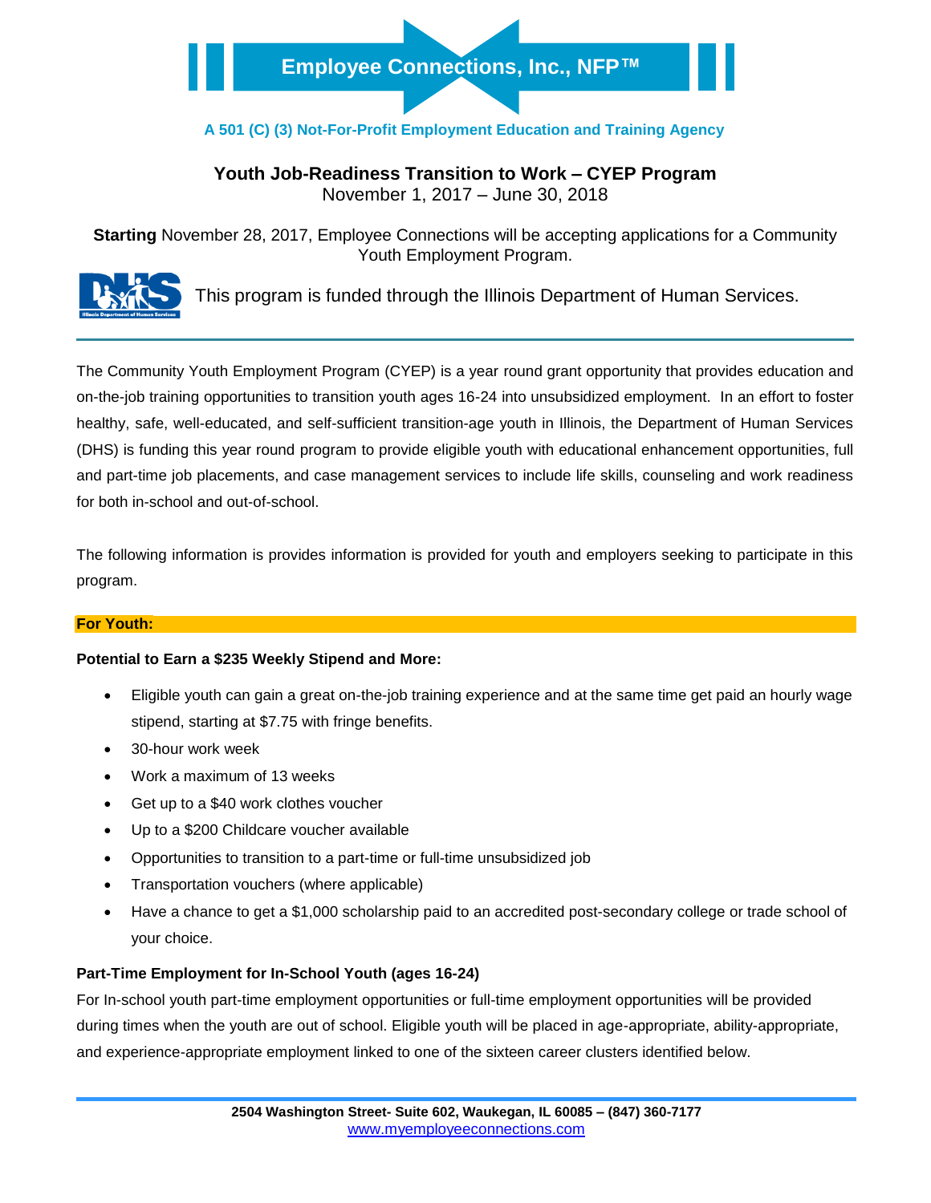# Employee Connections, Inc., NFP™

**A 501 (C) (3) Not-For-Profit Employment Education and Training Agency**

## Youth Job-Readiness Transition to Work – CYEP Program

November 1, 2017 – June 30, 2018

**Starting** November 28, 2017, Employee Connections will be accepting applications for a Community Youth Employment Program.

This program is funded through the Illinois Department of Human Services.

---

The Community Youth Employment Program (CYEP) is a year round grant opportunity that provides education and on-the-job training opportunities to transition youth ages 16-24 into unsubsidized employment. In an effort to foster healthy, safe, well-educated, and self-sufficient transition-age youth in Illinois, the Department of Human Services (DHS) is funding this year round program to provide eligible youth with educational enhancement opportunities, full and part-time job placements, and case management services to include life skills, counseling and work readiness for both in-school and out-of-school.

The following information is provides information is provided for youth and employers seeking to participate in this program.

### For Youth:

**Potential to Earn a $235 Weekly Stipend and More:**

- Eligible youth can gain a great on-the-job training experience and at the same time get paid an hourly wage stipend, starting at $7.75 with fringe benefits.
- 30-hour work week
- Work a maximum of 13 weeks
- Get up to a $40 work clothes voucher
- Up to a $200 Childcare voucher available
- Opportunities to transition to a part-time or full-time unsubsidized job
- Transportation vouchers (where applicable)
- Have a chance to get a $1,000 scholarship paid to an accredited post-secondary college or trade school of your choice.

**Part-Time Employment for In-School Youth (ages 16-24)**

For In-school youth part-time employment opportunities or full-time employment opportunities will be provided during times when the youth are out of school. Eligible youth will be placed in age-appropriate, ability-appropriate, and experience-appropriate employment linked to one of the sixteen career clusters identified below.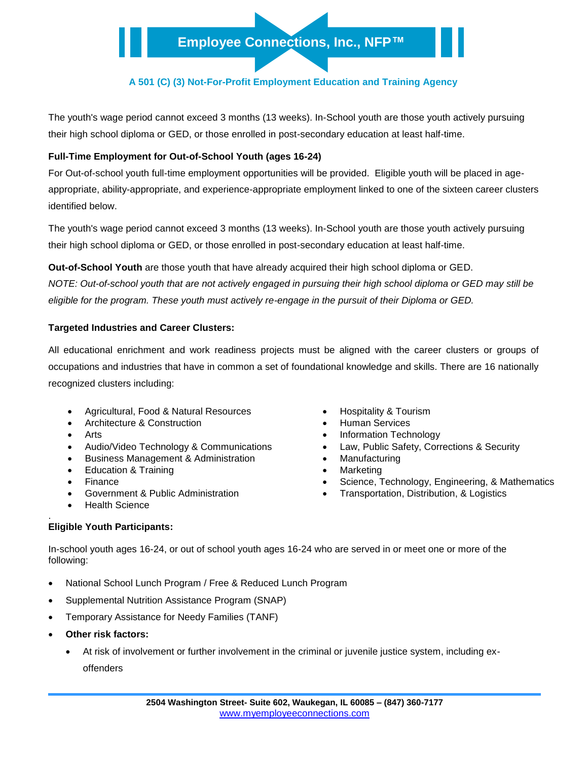The youth's wage period cannot exceed 3 months (13 weeks). In-School youth are those youth actively pursuing their high school diploma or GED, or those enrolled in post-secondary education at least half-time.

**Full-Time Employment for Out-of-School Youth (ages 16-24)**

For Out-of-school youth full-time employment opportunities will be provided. Eligible youth will be placed in age-appropriate, ability-appropriate, and experience-appropriate employment linked to one of the sixteen career clusters identified below.

The youth's wage period cannot exceed 3 months (13 weeks). In-School youth are those youth actively pursuing their high school diploma or GED, or those enrolled in post-secondary education at least half-time.

**Out-of-School Youth** are those youth that have already acquired their high school diploma or GED.
*NOTE: Out-of-school youth that are not actively engaged in pursuing their high school diploma or GED may still be eligible for the program. These youth must actively re-engage in the pursuit of their Diploma or GED.*

**Targeted Industries and Career Clusters:**

All educational enrichment and work readiness projects must be aligned with the career clusters or groups of occupations and industries that have in common a set of foundational knowledge and skills. There are 16 nationally recognized clusters including:

- Agricultural, Food & Natural Resources
- Architecture & Construction
- Arts
- Audio/Video Technology & Communications
- Business Management & Administration
- Education & Training
- Finance
- Government & Public Administration
- Health Science
- Hospitality & Tourism
- Human Services
- Information Technology
- Law, Public Safety, Corrections & Security
- Manufacturing
- Marketing
- Science, Technology, Engineering, & Mathematics
- Transportation, Distribution, & Logistics

**Eligible Youth Participants:**

In-school youth ages 16-24, or out of school youth ages 16-24 who are served in or meet one or more of the following:

- National School Lunch Program / Free & Reduced Lunch Program
- Supplemental Nutrition Assistance Program (SNAP)
- Temporary Assistance for Needy Families (TANF)
- **Other risk factors:**
  - At risk of involvement or further involvement in the criminal or juvenile justice system, including ex-offenders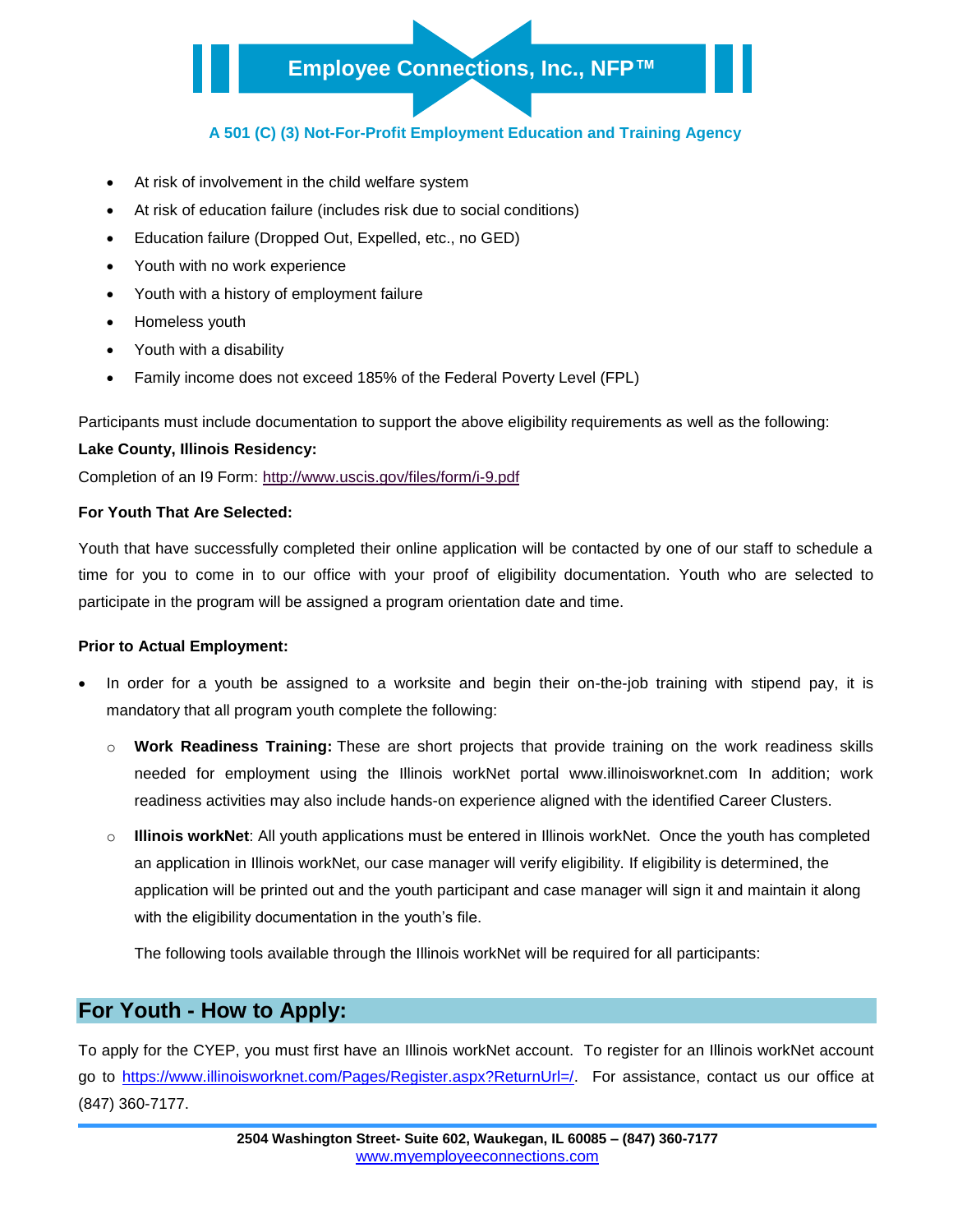- At risk of involvement in the child welfare system
- At risk of education failure (includes risk due to social conditions)
- Education failure (Dropped Out, Expelled, etc., no GED)
- Youth with no work experience
- Youth with a history of employment failure
- Homeless youth
- Youth with a disability
- Family income does not exceed 185% of the Federal Poverty Level (FPL)

Participants must include documentation to support the above eligibility requirements as well as the following:

**Lake County, Illinois Residency:**

Completion of an I9 Form: http://www.uscis.gov/files/form/i-9.pdf

**For Youth That Are Selected:**

Youth that have successfully completed their online application will be contacted by one of our staff to schedule a time for you to come in to our office with your proof of eligibility documentation. Youth who are selected to participate in the program will be assigned a program orientation date and time.

**Prior to Actual Employment:**

- In order for a youth be assigned to a worksite and begin their on-the-job training with stipend pay, it is mandatory that all program youth complete the following:
  - **Work Readiness Training:** These are short projects that provide training on the work readiness skills needed for employment using the Illinois workNet portal www.illinoisworknet.com In addition; work readiness activities may also include hands-on experience aligned with the identified Career Clusters.
  - **Illinois workNet**: All youth applications must be entered in Illinois workNet. Once the youth has completed an application in Illinois workNet, our case manager will verify eligibility. If eligibility is determined, the application will be printed out and the youth participant and case manager will sign it and maintain it along with the eligibility documentation in the youth's file.

    The following tools available through the Illinois workNet will be required for all participants:

## For Youth - How to Apply:

To apply for the CYEP, you must first have an Illinois workNet account. To register for an Illinois workNet account go to https://www.illinoisworknet.com/Pages/Register.aspx?ReturnUrl=/. For assistance, contact us our office at (847) 360-7177.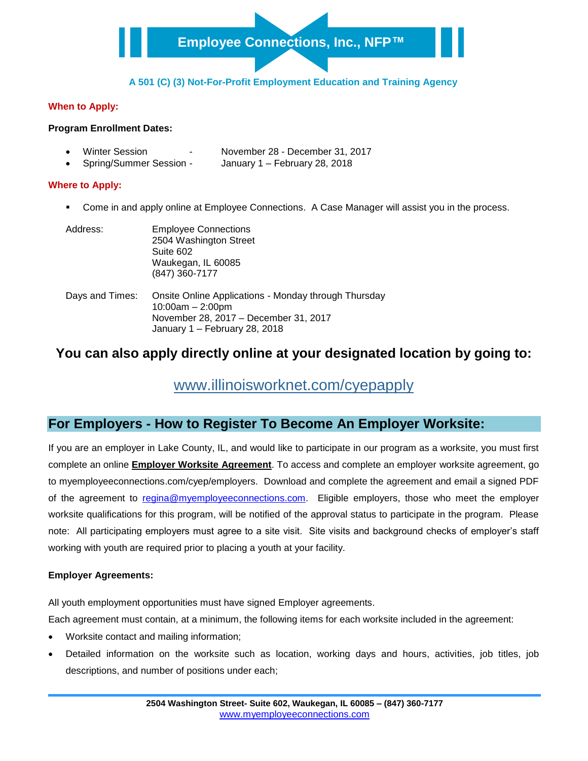**Employee Connections, Inc., NFP™**

**A 501 (C) (3) Not-For-Profit Employment Education and Training Agency**

**When to Apply:**

**Program Enrollment Dates:**

- Winter Session - November 28 - December 31, 2017
- Spring/Summer Session - January 1 – February 28, 2018

**Where to Apply:**

- Come in and apply online at Employee Connections. A Case Manager will assist you in the process.

Address: Employee Connections
2504 Washington Street
Suite 602
Waukegan, IL 60085
(847) 360-7177

Days and Times: Onsite Online Applications - Monday through Thursday
10:00am – 2:00pm
November 28, 2017 – December 31, 2017
January 1 – February 28, 2018

## You can also apply directly online at your designated location by going to:

www.illinoisworknet.com/cyepapply

## For Employers - How to Register To Become An Employer Worksite:

If you are an employer in Lake County, IL, and would like to participate in our program as a worksite, you must first complete an online **Employer Worksite Agreement**. To access and complete an employer worksite agreement, go to myemployeeconnections.com/cyep/employers. Download and complete the agreement and email a signed PDF of the agreement to regina@myemployeeconnections.com. Eligible employers, those who meet the employer worksite qualifications for this program, will be notified of the approval status to participate in the program. Please note: All participating employers must agree to a site visit. Site visits and background checks of employer's staff working with youth are required prior to placing a youth at your facility.

**Employer Agreements:**

All youth employment opportunities must have signed Employer agreements.

Each agreement must contain, at a minimum, the following items for each worksite included in the agreement:

- Worksite contact and mailing information;
- Detailed information on the worksite such as location, working days and hours, activities, job titles, job descriptions, and number of positions under each;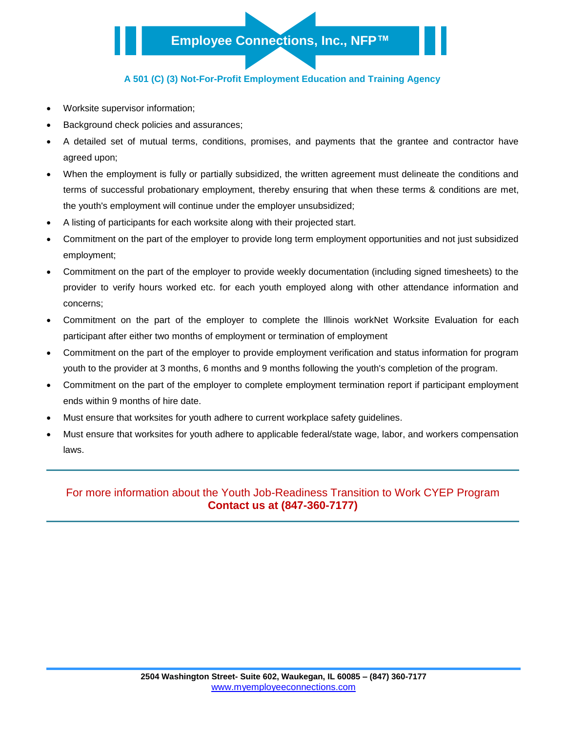- Worksite supervisor information;
- Background check policies and assurances;
- A detailed set of mutual terms, conditions, promises, and payments that the grantee and contractor have agreed upon;
- When the employment is fully or partially subsidized, the written agreement must delineate the conditions and terms of successful probationary employment, thereby ensuring that when these terms & conditions are met, the youth's employment will continue under the employer unsubsidized;
- A listing of participants for each worksite along with their projected start.
- Commitment on the part of the employer to provide long term employment opportunities and not just subsidized employment;
- Commitment on the part of the employer to provide weekly documentation (including signed timesheets) to the provider to verify hours worked etc. for each youth employed along with other attendance information and concerns;
- Commitment on the part of the employer to complete the Illinois workNet Worksite Evaluation for each participant after either two months of employment or termination of employment
- Commitment on the part of the employer to provide employment verification and status information for program youth to the provider at 3 months, 6 months and 9 months following the youth's completion of the program.
- Commitment on the part of the employer to complete employment termination report if participant employment ends within 9 months of hire date.
- Must ensure that worksites for youth adhere to current workplace safety guidelines.
- Must ensure that worksites for youth adhere to applicable federal/state wage, labor, and workers compensation laws.

---

For more information about the Youth Job-Readiness Transition to Work CYEP Program
**Contact us at (847-360-7177)**

---